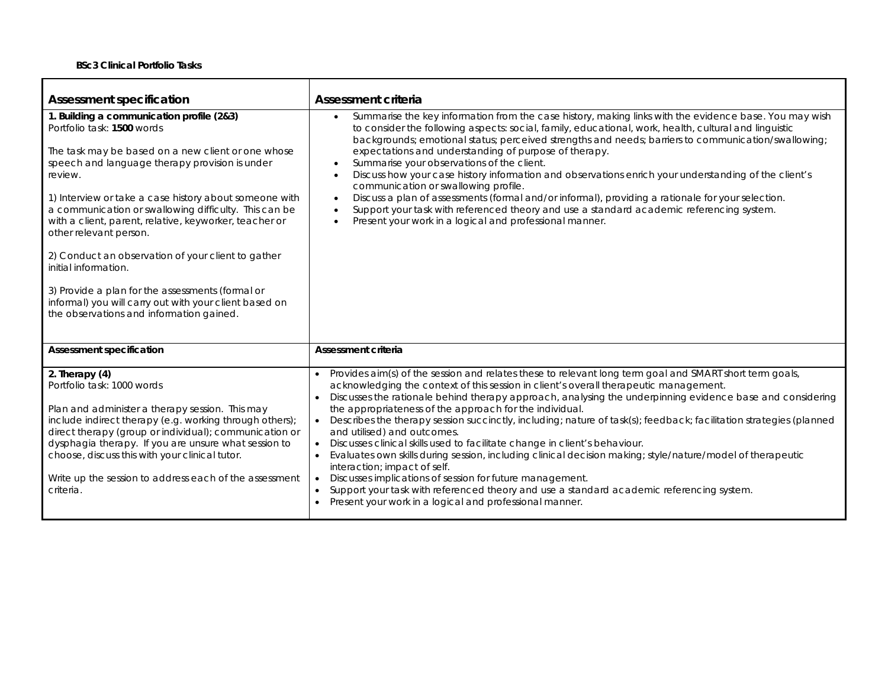**BSc3 Clinical Portfolio Tasks**

| Assessment specification | Assessment criteria |
| --- | --- |
| **1. Building a communication profile (2&3)**<br>Portfolio task: **1500** words<br><br>The task may be based on a new client or one whose speech and language therapy provision is under review.<br><br>1) Interview or take a case history about someone with a communication or swallowing difficulty. This can be with a client, parent, relative, keyworker, teacher or other relevant person.<br><br>2) Conduct an observation of your client to gather initial information.<br><br>3) Provide a plan for the assessments (formal or informal) you will carry out with your client based on the observations and information gained. | • Summarise the key information from the case history, making links with the evidence base. You may wish to consider the following aspects: social, family, educational, work, health, cultural and linguistic backgrounds; emotional status; perceived strengths and needs; barriers to communication/swallowing; expectations and understanding of purpose of therapy.<br>• Summarise your observations of the client.<br>• Discuss how your case history information and observations enrich your understanding of the client's communication or swallowing profile.<br>• Discuss a plan of assessments (formal and/or informal), providing a rationale for your selection.<br>• Support your task with referenced theory and use a standard academic referencing system.<br>• Present your work in a logical and professional manner. |
| **Assessment specification** | **Assessment criteria** |
| **2. Therapy (4)**<br>Portfolio task: 1000 words<br><br>Plan and administer a therapy session. This may include indirect therapy (e.g. working through others); direct therapy (group or individual); communication or dysphagia therapy. If you are unsure what session to choose, discuss this with your clinical tutor.<br><br>Write up the session to address each of the assessment criteria. | • Provides aim(s) of the session and relates these to relevant long term goal and SMART short term goals, acknowledging the context of this session in client's overall therapeutic management.<br>• Discusses the rationale behind therapy approach, analysing the underpinning evidence base and considering the appropriateness of the approach for the individual.<br>• Describes the therapy session succinctly, including; nature of task(s); feedback; facilitation strategies (planned and utilised) and outcomes.<br>• Discusses clinical skills used to facilitate change in client's behaviour.<br>• Evaluates own skills during session, including clinical decision making; style/nature/model of therapeutic interaction; impact of self.<br>• Discusses implications of session for future management.<br>• Support your task with referenced theory and use a standard academic referencing system.<br>• Present your work in a logical and professional manner. |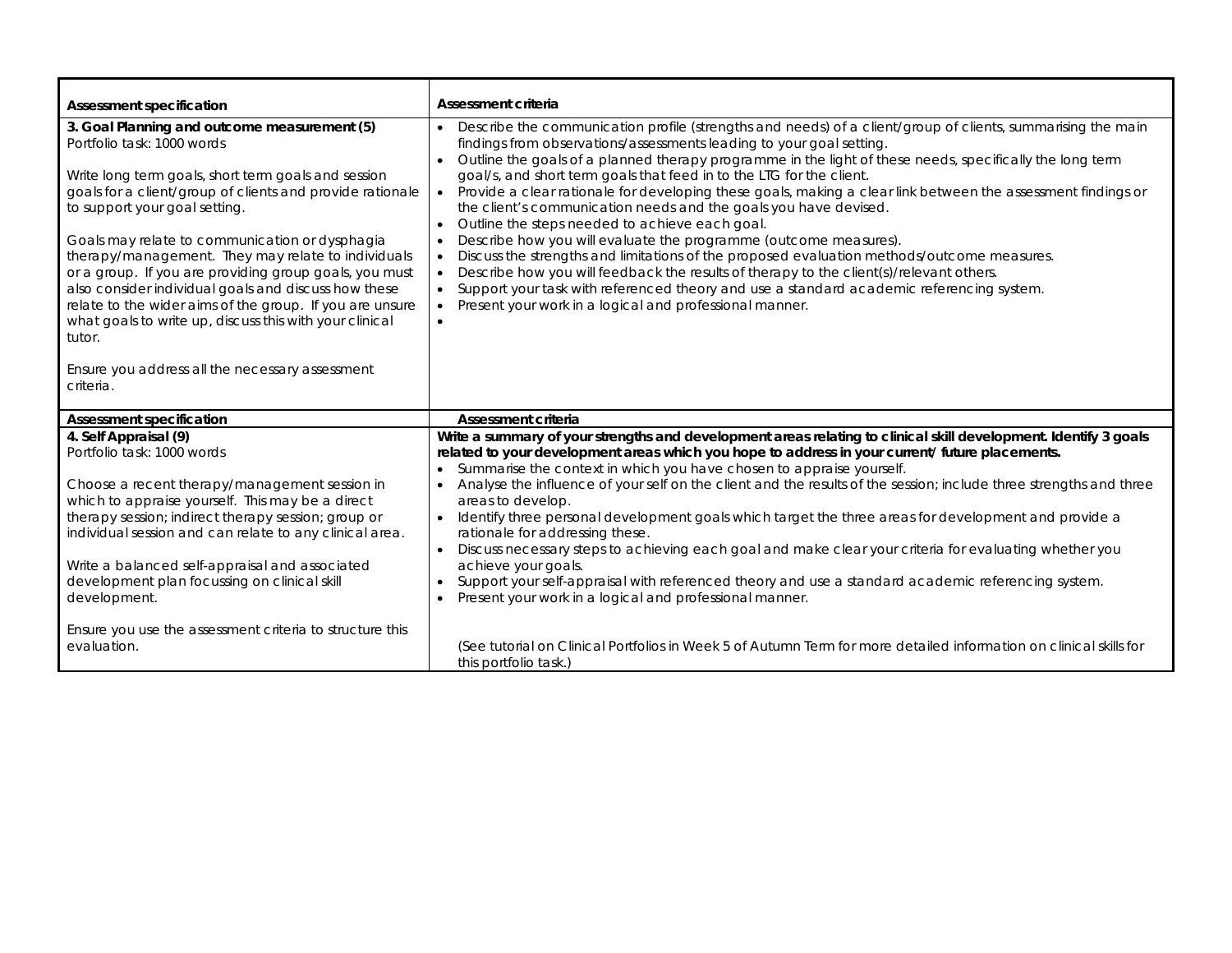| Assessment specification | Assessment criteria |
|---|---|
| **3. Goal Planning and outcome measurement (5)**<br>Portfolio task: 1000 words<br><br>Write long term goals, short term goals and session goals for a client/group of clients and provide rationale to support your goal setting.<br><br>Goals may relate to communication or dysphagia therapy/management. They may relate to individuals or a group. If you are providing group goals, you must also consider individual goals and discuss how these relate to the wider aims of the group. If you are unsure what goals to write up, discuss this with your clinical tutor.<br><br>Ensure you address all the necessary assessment criteria. | • Describe the communication profile (strengths and needs) of a client/group of clients, summarising the main findings from observations/assessments leading to your goal setting.<br>• Outline the goals of a planned therapy programme in the light of these needs, specifically the long term goal/s, and short term goals that feed in to the LTG for the client.<br>• Provide a clear rationale for developing these goals, making a clear link between the assessment findings or the client's communication needs and the goals you have devised.<br>• Outline the steps needed to achieve each goal.<br>• Describe how you will evaluate the programme (outcome measures).<br>• Discuss the strengths and limitations of the proposed evaluation methods/outcome measures.<br>• Describe how you will feedback the results of therapy to the client(s)/relevant others.<br>• Support your task with referenced theory and use a standard academic referencing system.<br>• Present your work in a logical and professional manner.<br>• |
| **Assessment specification** | **Assessment criteria** |
| **4. Self Appraisal (9)**<br>Portfolio task: 1000 words<br><br>Choose a recent therapy/management session in which to appraise yourself. This may be a direct therapy session; indirect therapy session; group or individual session and can relate to any clinical area.<br><br>Write a balanced self-appraisal and associated development plan focussing on clinical skill development.<br><br>Ensure you use the assessment criteria to structure this evaluation. | **Write a summary of your strengths and development areas relating to clinical skill development. Identify 3 goals related to your development areas which you hope to address in your current/ future placements.**<br>• Summarise the context in which you have chosen to appraise yourself.<br>• Analyse the influence of your self on the client and the results of the session; include three strengths and three areas to develop.<br>• Identify three personal development goals which target the three areas for development and provide a rationale for addressing these.<br>• Discuss necessary steps to achieving each goal and make clear your criteria for evaluating whether you achieve your goals.<br>• Support your self-appraisal with referenced theory and use a standard academic referencing system.<br>• Present your work in a logical and professional manner.<br><br>(See tutorial on Clinical Portfolios in Week 5 of Autumn Term for more detailed information on clinical skills for this portfolio task.) |